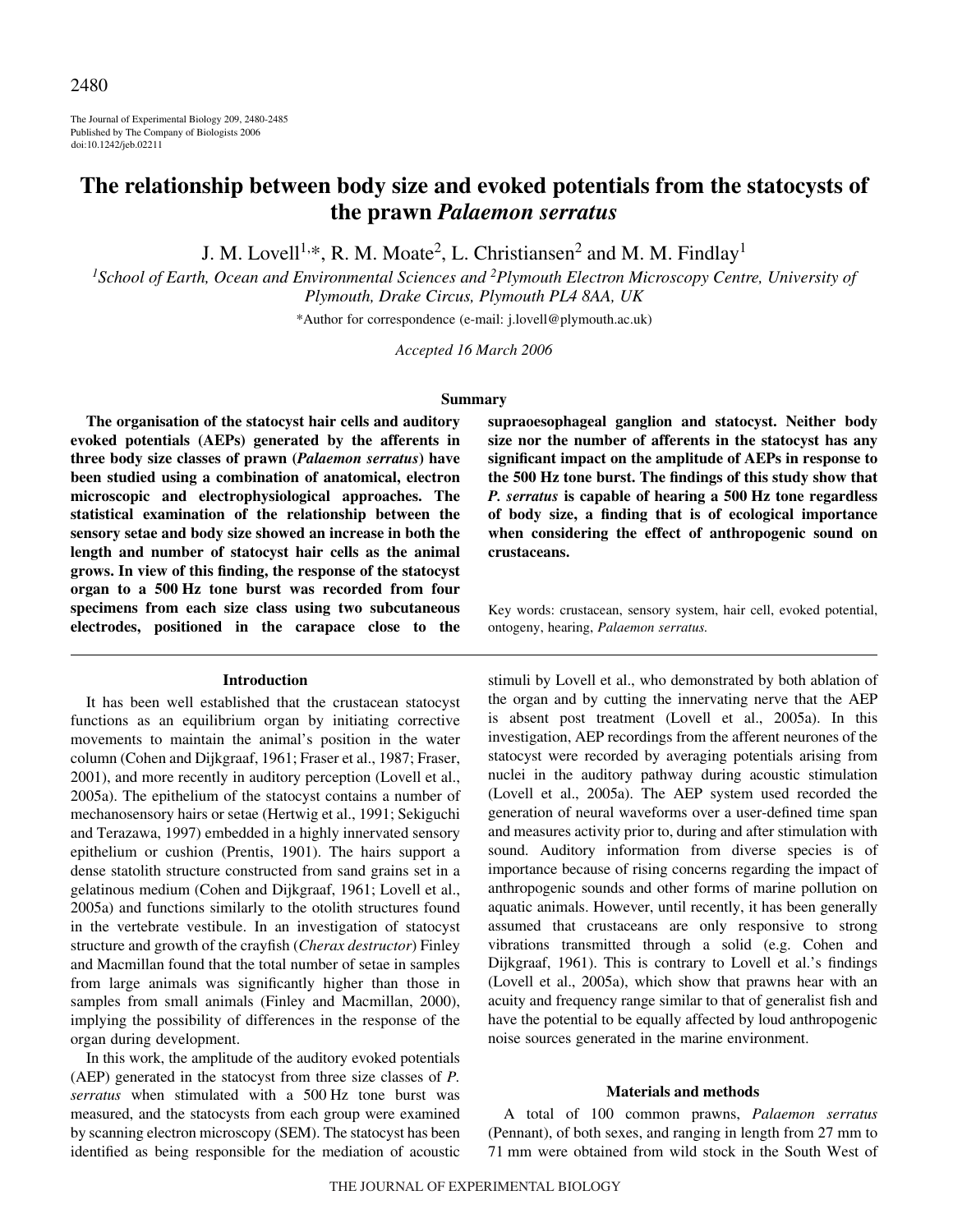# The relationship between body size and evoked potentials from the statocysts of the prawn *Palaemon serratus*

J. M. Lovell[1,*], R. M. Moate[2], L. Christiansen[2] and M. M. Findlay[1]

[1]School of Earth, Ocean and Environmental Sciences and [2]Plymouth Electron Microscopy Centre, University of Plymouth, Drake Circus, Plymouth PL4 8AA, UK

*Author for correspondence (e-mail: j.lovell@plymouth.ac.uk)

*Accepted 16 March 2006*

## Summary

**The organisation of the statocyst hair cells and auditory evoked potentials (AEPs) generated by the afferents in three body size classes of prawn (*Palaemon serratus*) have been studied using a combination of anatomical, electron microscopic and electrophysiological approaches. The statistical examination of the relationship between the sensory setae and body size showed an increase in both the length and number of statocyst hair cells as the animal grows. In view of this finding, the response of the statocyst organ to a 500 Hz tone burst was recorded from four specimens from each size class using two subcutaneous electrodes, positioned in the carapace close to the supraoesophageal ganglion and statocyst. Neither body size nor the number of afferents in the statocyst has any significant impact on the amplitude of AEPs in response to the 500 Hz tone burst. The findings of this study show that *P. serratus* is capable of hearing a 500 Hz tone regardless of body size, a finding that is of ecological importance when considering the effect of anthropogenic sound on crustaceans.**

Key words: crustacean, sensory system, hair cell, evoked potential, ontogeny, hearing, *Palaemon serratus.*

## Introduction

It has been well established that the crustacean statocyst functions as an equilibrium organ by initiating corrective movements to maintain the animal's position in the water column (Cohen and Dijkgraaf, 1961; Fraser et al., 1987; Fraser, 2001), and more recently in auditory perception (Lovell et al., 2005a). The epithelium of the statocyst contains a number of mechanosensory hairs or setae (Hertwig et al., 1991; Sekiguchi and Terazawa, 1997) embedded in a highly innervated sensory epithelium or cushion (Prentis, 1901). The hairs support a dense statolith structure constructed from sand grains set in a gelatinous medium (Cohen and Dijkgraaf, 1961; Lovell et al., 2005a) and functions similarly to the otolith structures found in the vertebrate vestibule. In an investigation of statocyst structure and growth of the crayfish (*Cherax destructor*) Finley and Macmillan found that the total number of setae in samples from large animals was significantly higher than those in samples from small animals (Finley and Macmillan, 2000), implying the possibility of differences in the response of the organ during development.

In this work, the amplitude of the auditory evoked potentials (AEP) generated in the statocyst from three size classes of *P. serratus* when stimulated with a 500 Hz tone burst was measured, and the statocysts from each group were examined by scanning electron microscopy (SEM). The statocyst has been identified as being responsible for the mediation of acoustic stimuli by Lovell et al., who demonstrated by both ablation of the organ and by cutting the innervating nerve that the AEP is absent post treatment (Lovell et al., 2005a). In this investigation, AEP recordings from the afferent neurones of the statocyst were recorded by averaging potentials arising from nuclei in the auditory pathway during acoustic stimulation (Lovell et al., 2005a). The AEP system used recorded the generation of neural waveforms over a user-defined time span and measures activity prior to, during and after stimulation with sound. Auditory information from diverse species is of importance because of rising concerns regarding the impact of anthropogenic sounds and other forms of marine pollution on aquatic animals. However, until recently, it has been generally assumed that crustaceans are only responsive to strong vibrations transmitted through a solid (e.g. Cohen and Dijkgraaf, 1961). This is contrary to Lovell et al.'s findings (Lovell et al., 2005a), which show that prawns hear with an acuity and frequency range similar to that of generalist fish and have the potential to be equally affected by loud anthropogenic noise sources generated in the marine environment.

## Materials and methods

A total of 100 common prawns, *Palaemon serratus* (Pennant), of both sexes, and ranging in length from 27 mm to 71 mm were obtained from wild stock in the South West of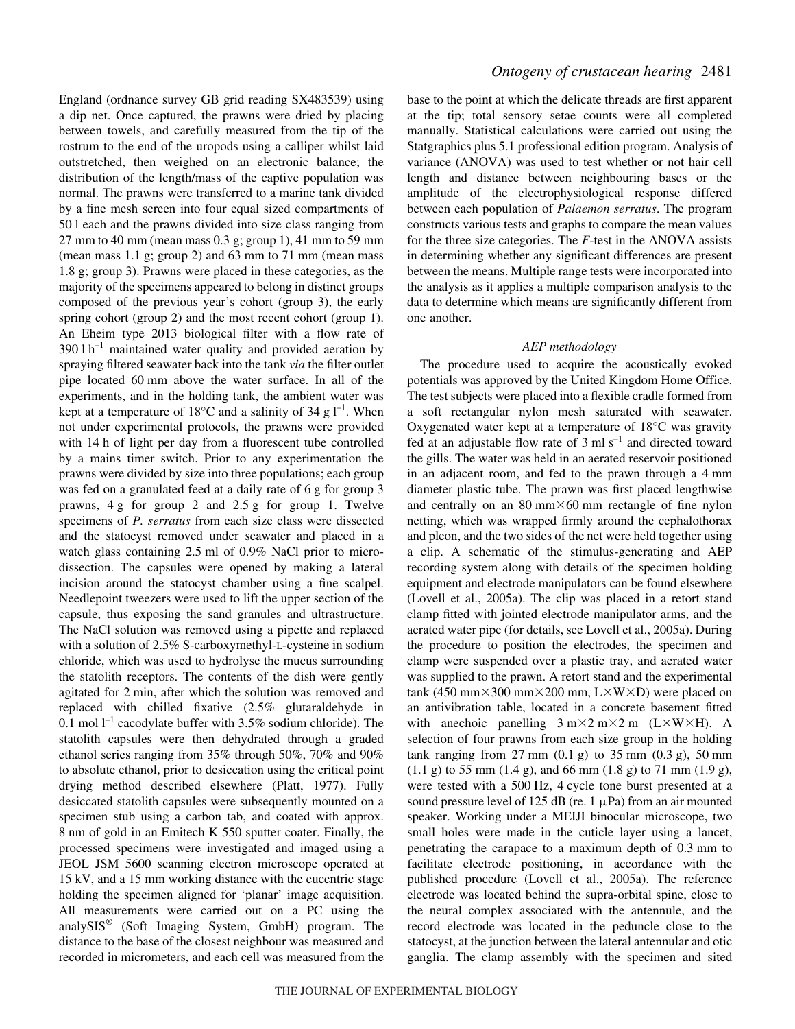England (ordnance survey GB grid reading SX483539) using a dip net. Once captured, the prawns were dried by placing between towels, and carefully measured from the tip of the rostrum to the end of the uropods using a calliper whilst laid outstretched, then weighed on an electronic balance; the distribution of the length/mass of the captive population was normal. The prawns were transferred to a marine tank divided by a fine mesh screen into four equal sized compartments of 50 l each and the prawns divided into size class ranging from 27 mm to 40 mm (mean mass 0.3 g; group 1), 41 mm to 59 mm (mean mass 1.1 g; group 2) and 63 mm to 71 mm (mean mass 1.8 g; group 3). Prawns were placed in these categories, as the majority of the specimens appeared to belong in distinct groups composed of the previous year's cohort (group 3), the early spring cohort (group 2) and the most recent cohort (group 1). An Eheim type 2013 biological filter with a flow rate of 390 l $h^{-1}$ maintained water quality and provided aeration by spraying filtered seawater back into the tank *via* the filter outlet pipe located 60 mm above the water surface. In all of the experiments, and in the holding tank, the ambient water was kept at a temperature of 18°C and a salinity of 34 g $l^{-1}$. When not under experimental protocols, the prawns were provided with 14 h of light per day from a fluorescent tube controlled by a mains timer switch. Prior to any experimentation the prawns were divided by size into three populations; each group was fed on a granulated feed at a daily rate of 6 g for group 3 prawns, 4 g for group 2 and 2.5 g for group 1. Twelve specimens of *P. serratus* from each size class were dissected and the statocyst removed under seawater and placed in a watch glass containing 2.5 ml of 0.9% NaCl prior to micro-dissection. The capsules were opened by making a lateral incision around the statocyst chamber using a fine scalpel. Needlepoint tweezers were used to lift the upper section of the capsule, thus exposing the sand granules and ultrastructure. The NaCl solution was removed using a pipette and replaced with a solution of 2.5% S-carboxymethyl-L-cysteine in sodium chloride, which was used to hydrolyse the mucus surrounding the statolith receptors. The contents of the dish were gently agitated for 2 min, after which the solution was removed and replaced with chilled fixative (2.5% glutaraldehyde in 0.1 mol $l^{-1}$ cacodylate buffer with 3.5% sodium chloride). The statolith capsules were then dehydrated through a graded ethanol series ranging from 35% through 50%, 70% and 90% to absolute ethanol, prior to desiccation using the critical point drying method described elsewhere (Platt, 1977). Fully desiccated statolith capsules were subsequently mounted on a specimen stub using a carbon tab, and coated with approx. 8 nm of gold in an Emitech K 550 sputter coater. Finally, the processed specimens were investigated and imaged using a JEOL JSM 5600 scanning electron microscope operated at 15 kV, and a 15 mm working distance with the eucentric stage holding the specimen aligned for 'planar' image acquisition. All measurements were carried out on a PC using the analySIS® (Soft Imaging System, GmbH) program. The distance to the base of the closest neighbour was measured and recorded in micrometers, and each cell was measured from the base to the point at which the delicate threads are first apparent at the tip; total sensory setae counts were all completed manually. Statistical calculations were carried out using the Statgraphics plus 5.1 professional edition program. Analysis of variance (ANOVA) was used to test whether or not hair cell length and distance between neighbouring bases or the amplitude of the electrophysiological response differed between each population of *Palaemon serratus*. The program constructs various tests and graphs to compare the mean values for the three size categories. The *F*-test in the ANOVA assists in determining whether any significant differences are present between the means. Multiple range tests were incorporated into the analysis as it applies a multiple comparison analysis to the data to determine which means are significantly different from one another.

### *AEP methodology*

The procedure used to acquire the acoustically evoked potentials was approved by the United Kingdom Home Office. The test subjects were placed into a flexible cradle formed from a soft rectangular nylon mesh saturated with seawater. Oxygenated water kept at a temperature of 18°C was gravity fed at an adjustable flow rate of 3 ml $s^{-1}$ and directed toward the gills. The water was held in an aerated reservoir positioned in an adjacent room, and fed to the prawn through a 4 mm diameter plastic tube. The prawn was first placed lengthwise and centrally on an 80 mm×60 mm rectangle of fine nylon netting, which was wrapped firmly around the cephalothorax and pleon, and the two sides of the net were held together using a clip. A schematic of the stimulus-generating and AEP recording system along with details of the specimen holding equipment and electrode manipulators can be found elsewhere (Lovell et al., 2005a). The clip was placed in a retort stand clamp fitted with jointed electrode manipulator arms, and the aerated water pipe (for details, see Lovell et al., 2005a). During the procedure to position the electrodes, the specimen and clamp were suspended over a plastic tray, and aerated water was supplied to the prawn. A retort stand and the experimental tank (450 mm×300 mm×200 mm, L×W×D) were placed on an antivibration table, located in a concrete basement fitted with anechoic panelling 3 m×2 m×2 m (L×W×H). A selection of four prawns from each size group in the holding tank ranging from 27 mm (0.1 g) to 35 mm (0.3 g), 50 mm (1.1 g) to 55 mm (1.4 g), and 66 mm (1.8 g) to 71 mm (1.9 g), were tested with a 500 Hz, 4 cycle tone burst presented at a sound pressure level of 125 dB (re. 1 μPa) from an air mounted speaker. Working under a MEIJI binocular microscope, two small holes were made in the cuticle layer using a lancet, penetrating the carapace to a maximum depth of 0.3 mm to facilitate electrode positioning, in accordance with the published procedure (Lovell et al., 2005a). The reference electrode was located behind the supra-orbital spine, close to the neural complex associated with the antennule, and the record electrode was located in the peduncle close to the statocyst, at the junction between the lateral antennular and otic ganglia. The clamp assembly with the specimen and sited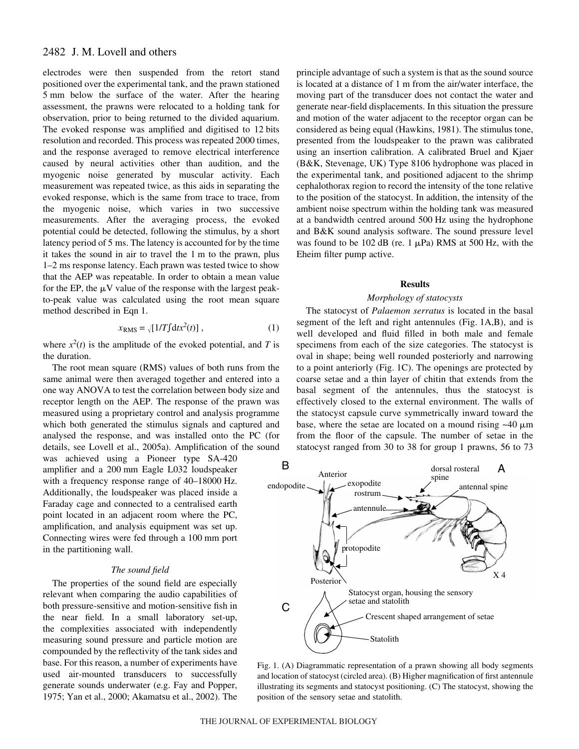electrodes were then suspended from the retort stand positioned over the experimental tank, and the prawn stationed 5 mm below the surface of the water. After the hearing assessment, the prawns were relocated to a holding tank for observation, prior to being returned to the divided aquarium. The evoked response was amplified and digitised to 12 bits resolution and recorded. This process was repeated 2000 times, and the response averaged to remove electrical interference caused by neural activities other than audition, and the myogenic noise generated by muscular activity. Each measurement was repeated twice, as this aids in separating the evoked response, which is the same from trace to trace, from the myogenic noise, which varies in two successive measurements. After the averaging process, the evoked potential could be detected, following the stimulus, by a short latency period of 5 ms. The latency is accounted for by the time it takes the sound in air to travel the 1 m to the prawn, plus 1–2 ms response latency. Each prawn was tested twice to show that the AEP was repeatable. In order to obtain a mean value for the EP, the µV value of the response with the largest peak-to-peak value was calculated using the root mean square method described in Eqn 1.

$$x_{\mathrm{RMS}} = \sqrt{[1/T \int \mathrm{d}t x^2(t)]}\,, \tag{1}$$

where $x^2(t)$ is the amplitude of the evoked potential, and $T$ is the duration.

The root mean square (RMS) values of both runs from the same animal were then averaged together and entered into a one way ANOVA to test the correlation between body size and receptor length on the AEP. The response of the prawn was measured using a proprietary control and analysis programme which both generated the stimulus signals and captured and analysed the response, and was installed onto the PC (for details, see Lovell et al., 2005a). Amplification of the sound was achieved using a Pioneer type SA-420 amplifier and a 200 mm Eagle L032 loudspeaker with a frequency response range of 40–18000 Hz. Additionally, the loudspeaker was placed inside a Faraday cage and connected to a centralised earth point located in an adjacent room where the PC, amplification, and analysis equipment was set up. Connecting wires were fed through a 100 mm port in the partitioning wall.

### *The sound field*

The properties of the sound field are especially relevant when comparing the audio capabilities of both pressure-sensitive and motion-sensitive fish in the near field. In a small laboratory set-up, the complexities associated with independently measuring sound pressure and particle motion are compounded by the reflectivity of the tank sides and base. For this reason, a number of experiments have used air-mounted transducers to successfully generate sounds underwater (e.g. Fay and Popper, 1975; Yan et al., 2000; Akamatsu et al., 2002). The principle advantage of such a system is that as the sound source is located at a distance of 1 m from the air/water interface, the moving part of the transducer does not contact the water and generate near-field displacements. In this situation the pressure and motion of the water adjacent to the receptor organ can be considered as being equal (Hawkins, 1981). The stimulus tone, presented from the loudspeaker to the prawn was calibrated using an insertion calibration. A calibrated Bruel and Kjaer (B&K, Stevenage, UK) Type 8106 hydrophone was placed in the experimental tank, and positioned adjacent to the shrimp cephalothorax region to record the intensity of the tone relative to the position of the statocyst. In addition, the intensity of the ambient noise spectrum within the holding tank was measured at a bandwidth centred around 500 Hz using the hydrophone and B&K sound analysis software. The sound pressure level was found to be 102 dB (re. 1 µPa) RMS at 500 Hz, with the Eheim filter pump active.

## Results

### *Morphology of statocysts*

The statocyst of *Palaemon serratus* is located in the basal segment of the left and right antennules (Fig. 1A,B), and is well developed and fluid filled in both male and female specimens from each of the size categories. The statocyst is oval in shape; being well rounded posteriorly and narrowing to a point anteriorly (Fig. 1C). The openings are protected by coarse setae and a thin layer of chitin that extends from the basal segment of the antennules, thus the statocyst is effectively closed to the external environment. The walls of the statocyst capsule curve symmetrically inward toward the base, where the setae are located on a mound rising ~40 µm from the floor of the capsule. The number of setae in the statocyst ranged from 30 to 38 for group 1 prawns, 56 to 73

Fig. 1. (A) Diagrammatic representation of a prawn showing all body segments and location of statocyst (circled area). (B) Higher magnification of first antennule illustrating its segments and statocyst positioning. (C) The statocyst, showing the position of the sensory setae and statolith.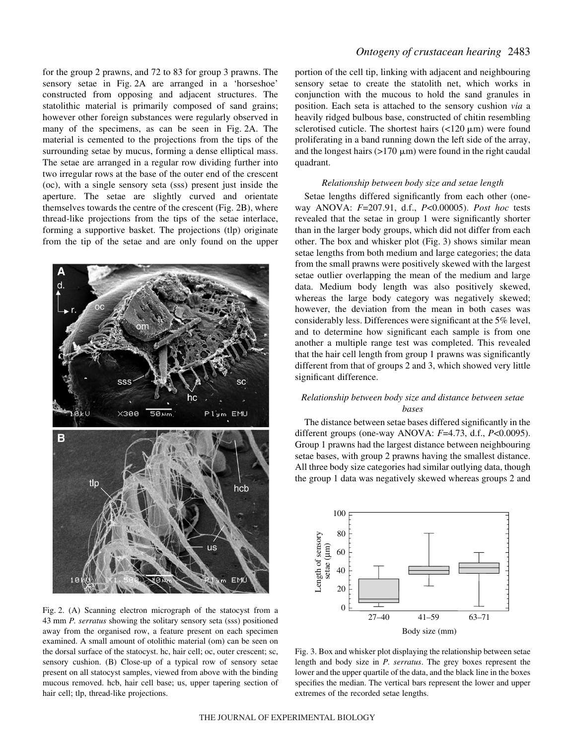for the group 2 prawns, and 72 to 83 for group 3 prawns. The sensory setae in Fig. 2A are arranged in a 'horseshoe' constructed from opposing and adjacent structures. The statolithic material is primarily composed of sand grains; however other foreign substances were regularly observed in many of the specimens, as can be seen in Fig. 2A. The material is cemented to the projections from the tips of the surrounding setae by mucus, forming a dense elliptical mass. The setae are arranged in a regular row dividing further into two irregular rows at the base of the outer end of the crescent (oc), with a single sensory seta (sss) present just inside the aperture. The setae are slightly curved and orientate themselves towards the centre of the crescent (Fig. 2B), where thread-like projections from the tips of the setae interlace, forming a supportive basket. The projections (tlp) originate from the tip of the setae and are only found on the upper portion of the cell tip, linking with adjacent and neighbouring sensory setae to create the statolith net, which works in conjunction with the mucous to hold the sand granules in position. Each seta is attached to the sensory cushion *via* a heavily ridged bulbous base, constructed of chitin resembling sclerotised cuticle. The shortest hairs (<120 μm) were found proliferating in a band running down the left side of the array, and the longest hairs (>170 μm) were found in the right caudal quadrant.

Fig. 2. (A) Scanning electron micrograph of the statocyst from a 43 mm *P. serratus* showing the solitary sensory seta (sss) positioned away from the organised row, a feature present on each specimen examined. A small amount of otolithic material (om) can be seen on the dorsal surface of the statocyst. hc, hair cell; oc, outer crescent; sc, sensory cushion. (B) Close-up of a typical row of sensory setae present on all statocyst samples, viewed from above with the binding mucous removed. hcb, hair cell base; us, upper tapering section of hair cell; tlp, thread-like projections.

### *Relationship between body size and setae length*

Setae lengths differed significantly from each other (one-way ANOVA: $F$=207.91, d.f., $P$<0.00005). *Post hoc* tests revealed that the setae in group 1 were significantly shorter than in the larger body groups, which did not differ from each other. The box and whisker plot (Fig. 3) shows similar mean setae lengths from both medium and large categories; the data from the small prawns were positively skewed with the largest setae outlier overlapping the mean of the medium and large data. Medium body length was also positively skewed, whereas the large body category was negatively skewed; however, the deviation from the mean in both cases was considerably less. Differences were significant at the 5% level, and to determine how significant each sample is from one another a multiple range test was completed. This revealed that the hair cell length from group 1 prawns was significantly different from that of groups 2 and 3, which showed very little significant difference.

### *Relationship between body size and distance between setae bases*

The distance between setae bases differed significantly in the different groups (one-way ANOVA: $F$=4.73, d.f., $P$<0.0095). Group 1 prawns had the largest distance between neighbouring setae bases, with group 2 prawns having the smallest distance. All three body size categories had similar outlying data, though the group 1 data was negatively skewed whereas groups 2 and

Fig. 3. Box and whisker plot displaying the relationship between setae length and body size in *P. serratus*. The grey boxes represent the lower and the upper quartile of the data, and the black line in the boxes specifies the median. The vertical bars represent the lower and upper extremes of the recorded setae lengths.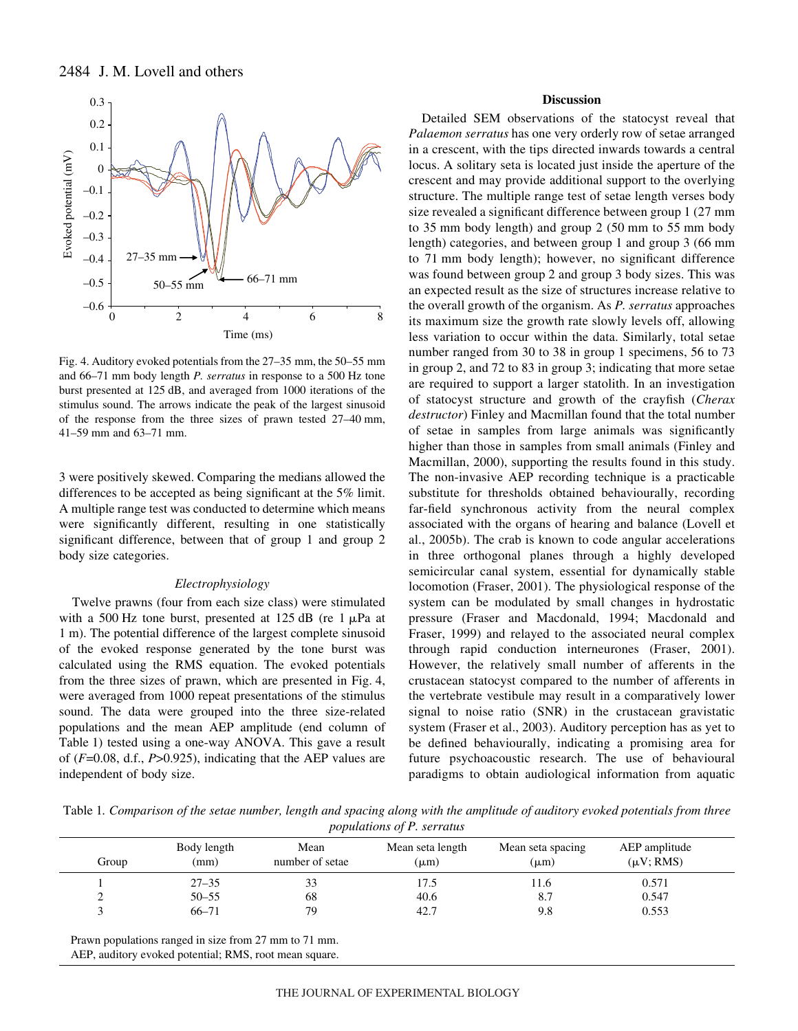Fig. 4. Auditory evoked potentials from the 27–35 mm, the 50–55 mm and 66–71 mm body length *P. serratus* in response to a 500 Hz tone burst presented at 125 dB, and averaged from 1000 iterations of the stimulus sound. The arrows indicate the peak of the largest sinusoid of the response from the three sizes of prawn tested 27–40 mm, 41–59 mm and 63–71 mm.

3 were positively skewed. Comparing the medians allowed the differences to be accepted as being significant at the 5% limit. A multiple range test was conducted to determine which means were significantly different, resulting in one statistically significant difference, between that of group 1 and group 2 body size categories.

### *Electrophysiology*

Twelve prawns (four from each size class) were stimulated with a 500 Hz tone burst, presented at 125 dB (re 1 μPa at 1 m). The potential difference of the largest complete sinusoid of the evoked response generated by the tone burst was calculated using the RMS equation. The evoked potentials from the three sizes of prawn, which are presented in Fig. 4, were averaged from 1000 repeat presentations of the stimulus sound. The data were grouped into the three size-related populations and the mean AEP amplitude (end column of Table 1) tested using a one-way ANOVA. This gave a result of ($F$=0.08, d.f., $P$>0.925), indicating that the AEP values are independent of body size.

## Discussion

Detailed SEM observations of the statocyst reveal that *Palaemon serratus* has one very orderly row of setae arranged in a crescent, with the tips directed inwards towards a central locus. A solitary seta is located just inside the aperture of the crescent and may provide additional support to the overlying structure. The multiple range test of setae length verses body size revealed a significant difference between group 1 (27 mm to 35 mm body length) and group 2 (50 mm to 55 mm body length) categories, and between group 1 and group 3 (66 mm to 71 mm body length); however, no significant difference was found between group 2 and group 3 body sizes. This was an expected result as the size of structures increase relative to the overall growth of the organism. As *P. serratus* approaches its maximum size the growth rate slowly levels off, allowing less variation to occur within the data. Similarly, total setae number ranged from 30 to 38 in group 1 specimens, 56 to 73 in group 2, and 72 to 83 in group 3; indicating that more setae are required to support a larger statolith. In an investigation of statocyst structure and growth of the crayfish (*Cherax destructor*) Finley and Macmillan found that the total number of setae in samples from large animals was significantly higher than those in samples from small animals (Finley and Macmillan, 2000), supporting the results found in this study. The non-invasive AEP recording technique is a practicable substitute for thresholds obtained behaviourally, recording far-field synchronous activity from the neural complex associated with the organs of hearing and balance (Lovell et al., 2005b). The crab is known to code angular accelerations in three orthogonal planes through a highly developed semicircular canal system, essential for dynamically stable locomotion (Fraser, 2001). The physiological response of the system can be modulated by small changes in hydrostatic pressure (Fraser and Macdonald, 1994; Macdonald and Fraser, 1999) and relayed to the associated neural complex through rapid conduction interneurones (Fraser, 2001). However, the relatively small number of afferents in the crustacean statocyst compared to the number of afferents in the vertebrate vestibule may result in a comparatively lower signal to noise ratio (SNR) in the crustacean gravistatic system (Fraser et al., 2003). Auditory perception has as yet to be defined behaviourally, indicating a promising area for future psychoacoustic research. The use of behavioural paradigms to obtain audiological information from aquatic

Table 1. *Comparison of the setae number, length and spacing along with the amplitude of auditory evoked potentials from three populations of P. serratus*

| Group | Body length (mm) | Mean number of setae | Mean seta length (μm) | Mean seta spacing (μm) | AEP amplitude (μV; RMS) |
|---|---|---|---|---|---|
| 1 | 27–35 | 33 | 17.5 | 11.6 | 0.571 |
| 2 | 50–55 | 68 | 40.6 | 8.7 | 0.547 |
| 3 | 66–71 | 79 | 42.7 | 9.8 | 0.553 |

Prawn populations ranged in size from 27 mm to 71 mm.
AEP, auditory evoked potential; RMS, root mean square.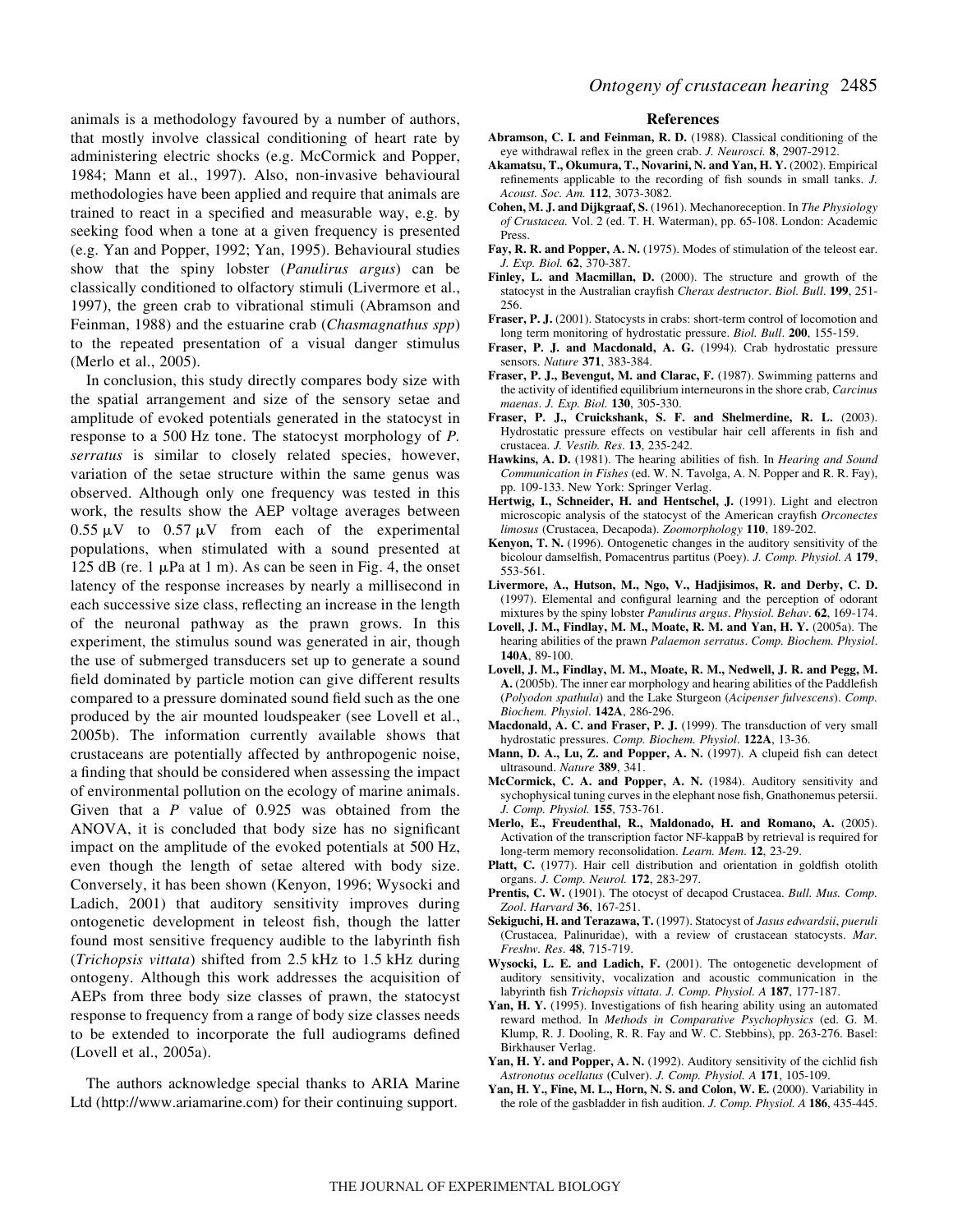animals is a methodology favoured by a number of authors, that mostly involve classical conditioning of heart rate by administering electric shocks (e.g. McCormick and Popper, 1984; Mann et al., 1997). Also, non-invasive behavioural methodologies have been applied and require that animals are trained to react in a specified and measurable way, e.g. by seeking food when a tone at a given frequency is presented (e.g. Yan and Popper, 1992; Yan, 1995). Behavioural studies show that the spiny lobster (*Panulirus argus*) can be classically conditioned to olfactory stimuli (Livermore et al., 1997), the green crab to vibrational stimuli (Abramson and Feinman, 1988) and the estuarine crab (*Chasmagnathus spp*) to the repeated presentation of a visual danger stimulus (Merlo et al., 2005).

In conclusion, this study directly compares body size with the spatial arrangement and size of the sensory setae and amplitude of evoked potentials generated in the statocyst in response to a 500 Hz tone. The statocyst morphology of *P. serratus* is similar to closely related species, however, variation of the setae structure within the same genus was observed. Although only one frequency was tested in this work, the results show the AEP voltage averages between 0.55 μV to 0.57 μV from each of the experimental populations, when stimulated with a sound presented at 125 dB (re. 1 μPa at 1 m). As can be seen in Fig. 4, the onset latency of the response increases by nearly a millisecond in each successive size class, reflecting an increase in the length of the neuronal pathway as the prawn grows. In this experiment, the stimulus sound was generated in air, though the use of submerged transducers set up to generate a sound field dominated by particle motion can give different results compared to a pressure dominated sound field such as the one produced by the air mounted loudspeaker (see Lovell et al., 2005b). The information currently available shows that crustaceans are potentially affected by anthropogenic noise, a finding that should be considered when assessing the impact of environmental pollution on the ecology of marine animals. Given that a $P$ value of 0.925 was obtained from the ANOVA, it is concluded that body size has no significant impact on the amplitude of the evoked potentials at 500 Hz, even though the length of setae altered with body size. Conversely, it has been shown (Kenyon, 1996; Wysocki and Ladich, 2001) that auditory sensitivity improves during ontogenetic development in teleost fish, though the latter found most sensitive frequency audible to the labyrinth fish (*Trichopsis vittata*) shifted from 2.5 kHz to 1.5 kHz during ontogeny. Although this work addresses the acquisition of AEPs from three body size classes of prawn, the statocyst response to frequency from a range of body size classes needs to be extended to incorporate the full audiograms defined (Lovell et al., 2005a).

The authors acknowledge special thanks to ARIA Marine Ltd (http://www.ariamarine.com) for their continuing support.

## References

**Abramson, C. I. and Feinman, R. D.** (1988). Classical conditioning of the eye withdrawal reflex in the green crab. *J. Neurosci.* **8**, 2907-2912.

**Akamatsu, T., Okumura, T., Novarini, N. and Yan, H. Y.** (2002). Empirical refinements applicable to the recording of fish sounds in small tanks. *J. Acoust. Soc. Am.* **112**, 3073-3082.

**Cohen, M. J. and Dijkgraaf, S.** (1961). Mechanoreception. In *The Physiology of Crustacea.* Vol. 2 (ed. T. H. Waterman), pp. 65-108. London: Academic Press.

**Fay, R. R. and Popper, A. N.** (1975). Modes of stimulation of the teleost ear. *J. Exp. Biol.* **62**, 370-387.

**Finley, L. and Macmillan, D.** (2000). The structure and growth of the statocyst in the Australian crayfish *Cherax destructor*. *Biol. Bull*. **199**, 251-256.

**Fraser, P. J.** (2001). Statocysts in crabs: short-term control of locomotion and long term monitoring of hydrostatic pressure. *Biol. Bull*. **200**, 155-159.

**Fraser, P. J. and Macdonald, A. G.** (1994). Crab hydrostatic pressure sensors. *Nature* **371**, 383-384.

**Fraser, P. J., Bevengut, M. and Clarac, F.** (1987). Swimming patterns and the activity of identified equilibrium interneurons in the shore crab, *Carcinus maenas*. *J. Exp. Biol.* **130**, 305-330.

**Fraser, P. J., Cruickshank, S. F. and Shelmerdine, R. L.** (2003). Hydrostatic pressure effects on vestibular hair cell afferents in fish and crustacea. *J. Vestib. Res.* **13**, 235-242.

**Hawkins, A. D.** (1981). The hearing abilities of fish. In *Hearing and Sound Communication in Fishes* (ed. W. N. Tavolga, A. N. Popper and R. R. Fay), pp. 109-133. New York: Springer Verlag.

**Hertwig, I., Schneider, H. and Hentschel, J.** (1991). Light and electron microscopic analysis of the statocyst of the American crayfish *Orconectes limosus* (Crustacea, Decapoda). *Zoomorphology* **110**, 189-202.

**Kenyon, T. N.** (1996). Ontogenetic changes in the auditory sensitivity of the bicolour damselfish, Pomacentrus partitus (Poey). *J. Comp. Physiol. A* **179**, 553-561.

**Livermore, A., Hutson, M., Ngo, V., Hadjisimos, R. and Derby, C. D.** (1997). Elemental and configural learning and the perception of odorant mixtures by the spiny lobster *Panulirus argus*. *Physiol. Behav*. **62**, 169-174.

**Lovell, J. M., Findlay, M. M., Moate, R. M. and Yan, H. Y.** (2005a). The hearing abilities of the prawn *Palaemon serratus*. *Comp. Biochem. Physiol*. **140A**, 89-100.

**Lovell, J. M., Findlay, M. M., Moate, R. M., Nedwell, J. R. and Pegg, M. A.** (2005b). The inner ear morphology and hearing abilities of the Paddlefish (*Polyodon spathula*) and the Lake Sturgeon (*Acipenser fulvescens*). *Comp. Biochem. Physiol*. **142A**, 286-296.

**Macdonald, A. C. and Fraser, P. J.** (1999). The transduction of very small hydrostatic pressures. *Comp. Biochem. Physiol*. **122A**, 13-36.

**Mann, D. A., Lu, Z. and Popper, A. N.** (1997). A clupeid fish can detect ultrasound. *Nature* **389**, 341.

**McCormick, C. A. and Popper, A. N.** (1984). Auditory sensitivity and sychophysical tuning curves in the elephant nose fish, Gnathonemus petersii. *J. Comp. Physiol.* **155**, 753-761.

**Merlo, E., Freudenthal, R., Maldonado, H. and Romano, A.** (2005). Activation of the transcription factor NF-kappaB by retrieval is required for long-term memory reconsolidation. *Learn. Mem.* **12**, 23-29.

**Platt, C.** (1977). Hair cell distribution and orientation in goldfish otolith organs. *J. Comp. Neurol.* **172**, 283-297.

**Prentis, C. W.** (1901). The otocyst of decapod Crustacea. *Bull. Mus. Comp. Zool*. *Harvard* **36**, 167-251.

**Sekiguchi, H. and Terazawa, T.** (1997). Statocyst of *Jasus edwardsii*, *pueruli* (Crustacea, Palinuridae), with a review of crustacean statocysts. *Mar. Freshw. Res*. **48**, 715-719.

**Wysocki, L. E. and Ladich, F.** (2001). The ontogenetic development of auditory sensitivity, vocalization and acoustic communication in the labyrinth fish *Trichopsis vittata*. *J. Comp. Physiol. A* **187**, 177-187.

**Yan, H. Y.** (1995). Investigations of fish hearing ability using an automated reward method. In *Methods in Comparative Psychophysics* (ed. G. M. Klump, R. J. Dooling, R. R. Fay and W. C. Stebbins), pp. 263-276. Basel: Birkhauser Verlag.

**Yan, H. Y. and Popper, A. N.** (1992). Auditory sensitivity of the cichlid fish *Astronotus ocellatus* (Culver). *J. Comp. Physiol. A* **171**, 105-109.

**Yan, H. Y., Fine, M. L., Horn, N. S. and Colon, W. E.** (2000). Variability in the role of the gasbladder in fish audition. *J. Comp. Physiol. A* **186**, 435-445.